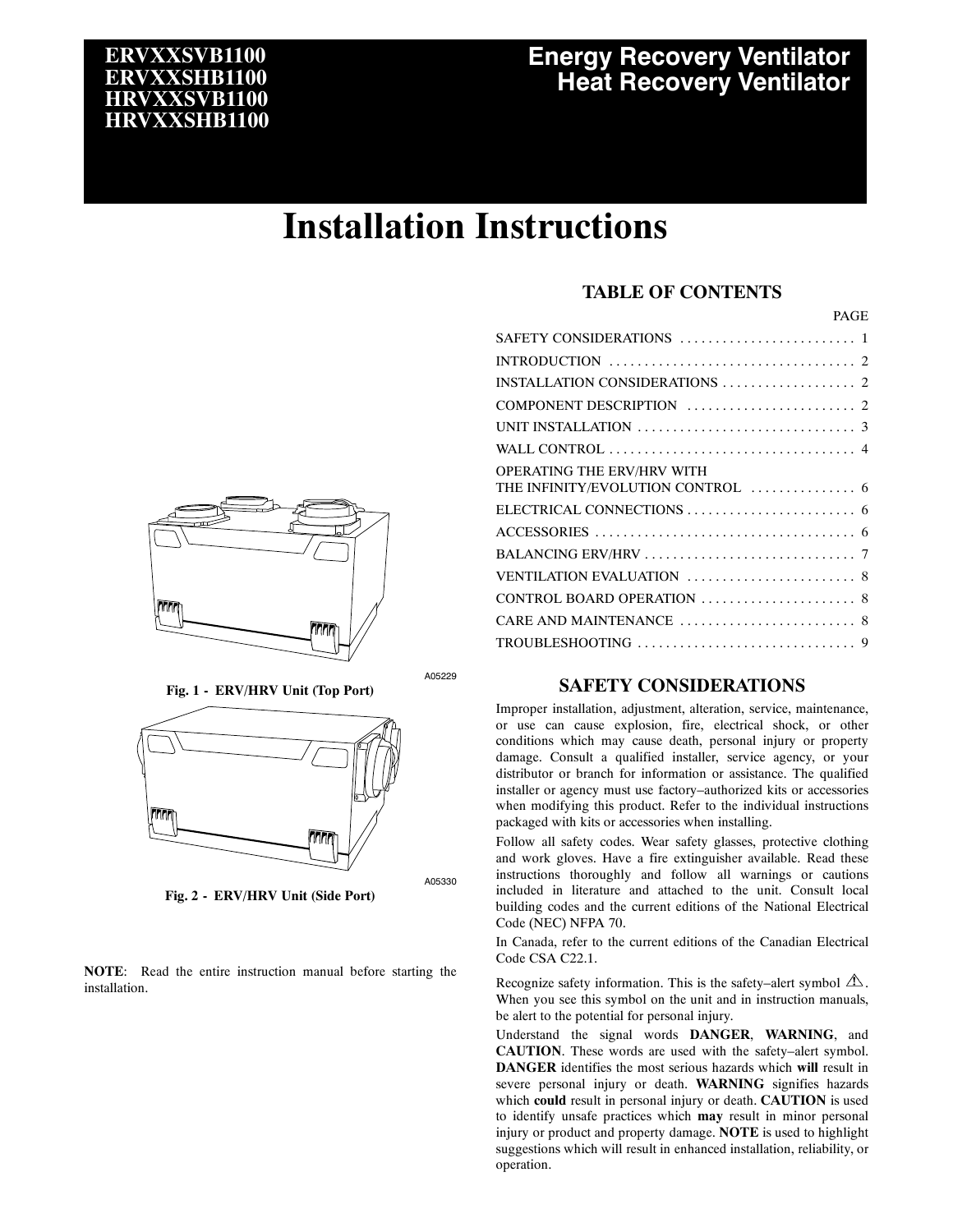**ERVXXSVB1100**
**ERVXXSHB1100**
**HRVXXSVB1100**
**HRVXXSHB1100**

**Energy Recovery Ventilator**
**Heat Recovery Ventilator**

# Installation Instructions

A05229

**Fig. 1 - ERV/HRV Unit (Top Port)**

A05330

**Fig. 2 - ERV/HRV Unit (Side Port)**

**NOTE**: Read the entire instruction manual before starting the installation.

## TABLE OF CONTENTS

| | PAGE |
|---|---|
| SAFETY CONSIDERATIONS | 1 |
| INTRODUCTION | 2 |
| INSTALLATION CONSIDERATIONS | 2 |
| COMPONENT DESCRIPTION | 2 |
| UNIT INSTALLATION | 3 |
| WALL CONTROL | 4 |
| OPERATING THE ERV/HRV WITH THE INFINITY/EVOLUTION CONTROL | 6 |
| ELECTRICAL CONNECTIONS | 6 |
| ACCESSORIES | 6 |
| BALANCING ERV/HRV | 7 |
| VENTILATION EVALUATION | 8 |
| CONTROL BOARD OPERATION | 8 |
| CARE AND MAINTENANCE | 8 |
| TROUBLESHOOTING | 9 |

## SAFETY CONSIDERATIONS

Improper installation, adjustment, alteration, service, maintenance, or use can cause explosion, fire, electrical shock, or other conditions which may cause death, personal injury or property damage. Consult a qualified installer, service agency, or your distributor or branch for information or assistance. The qualified installer or agency must use factory–authorized kits or accessories when modifying this product. Refer to the individual instructions packaged with kits or accessories when installing.

Follow all safety codes. Wear safety glasses, protective clothing and work gloves. Have a fire extinguisher available. Read these instructions thoroughly and follow all warnings or cautions included in literature and attached to the unit. Consult local building codes and the current editions of the National Electrical Code (NEC) NFPA 70.

In Canada, refer to the current editions of the Canadian Electrical Code CSA C22.1.

Recognize safety information. This is the safety–alert symbol ⚠. When you see this symbol on the unit and in instruction manuals, be alert to the potential for personal injury.

Understand the signal words **DANGER**, **WARNING**, and **CAUTION**. These words are used with the safety–alert symbol. **DANGER** identifies the most serious hazards which **will** result in severe personal injury or death. **WARNING** signifies hazards which **could** result in personal injury or death. **CAUTION** is used to identify unsafe practices which **may** result in minor personal injury or product and property damage. **NOTE** is used to highlight suggestions which will result in enhanced installation, reliability, or operation.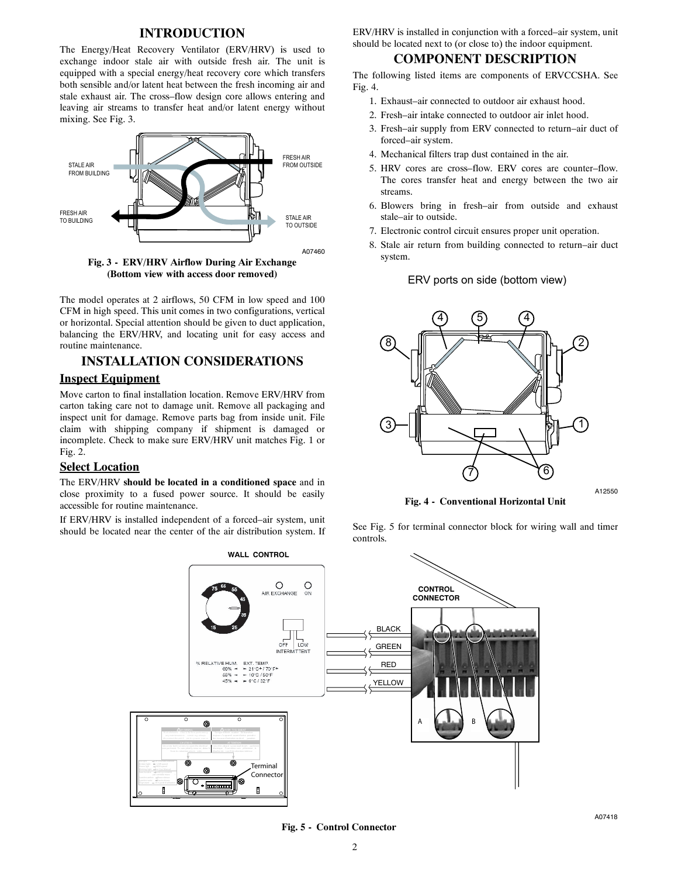## INTRODUCTION

The Energy/Heat Recovery Ventilator (ERV/HRV) is used to exchange indoor stale air with outside fresh air. The unit is equipped with a special energy/heat recovery core which transfers both sensible and/or latent heat between the fresh incoming air and stale exhaust air. The cross–flow design core allows entering and leaving air streams to transfer heat and/or latent energy without mixing. See Fig. 3.

**Fig. 3 - ERV/HRV Airflow During Air Exchange (Bottom view with access door removed)**

The model operates at 2 airflows, 50 CFM in low speed and 100 CFM in high speed. This unit comes in two configurations, vertical or horizontal. Special attention should be given to duct application, balancing the ERV/HRV, and locating unit for easy access and routine maintenance.

## INSTALLATION CONSIDERATIONS

### Inspect Equipment

Move carton to final installation location. Remove ERV/HRV from carton taking care not to damage unit. Remove all packaging and inspect unit for damage. Remove parts bag from inside unit. File claim with shipping company if shipment is damaged or incomplete. Check to make sure ERV/HRV unit matches Fig. 1 or Fig. 2.

### Select Location

The ERV/HRV **should be located in a conditioned space** and in close proximity to a fused power source. It should be easily accessible for routine maintenance.

If ERV/HRV is installed independent of a forced–air system, unit should be located near the center of the air distribution system. If ERV/HRV is installed in conjunction with a forced–air system, unit should be located next to (or close to) the indoor equipment.

## COMPONENT DESCRIPTION

The following listed items are components of ERVCCSHA. See Fig. 4.

1. Exhaust–air connected to outdoor air exhaust hood.
2. Fresh–air intake connected to outdoor air inlet hood.
3. Fresh–air supply from ERV connected to return–air duct of forced–air system.
4. Mechanical filters trap dust contained in the air.
5. HRV cores are cross–flow. ERV cores are counter–flow. The cores transfer heat and energy between the two air streams.
6. Blowers bring in fresh–air from outside and exhaust stale–air to outside.
7. Electronic control circuit ensures proper unit operation.
8. Stale air return from building connected to return–air duct system.

**Fig. 4 - Conventional Horizontal Unit**

See Fig. 5 for terminal connector block for wiring wall and timer controls.

**Fig. 5 - Control Connector**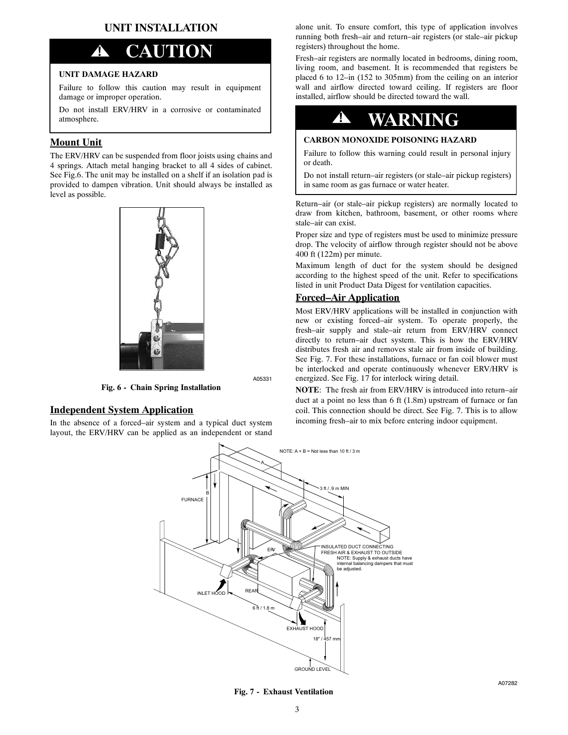## UNIT INSTALLATION

**⚠ CAUTION**

**UNIT DAMAGE HAZARD**

Failure to follow this caution may result in equipment damage or improper operation.

Do not install ERV/HRV in a corrosive or contaminated atmosphere.

### Mount Unit

The ERV/HRV can be suspended from floor joists using chains and 4 springs. Attach metal hanging bracket to all 4 sides of cabinet. See Fig.6. The unit may be installed on a shelf if an isolation pad is provided to dampen vibration. Unit should always be installed as level as possible.

A05331

**Fig. 6 - Chain Spring Installation**

### Independent System Application

In the absence of a forced–air system and a typical duct system layout, the ERV/HRV can be applied as an independent or stand alone unit. To ensure comfort, this type of application involves running both fresh–air and return–air registers (or stale–air pickup registers) throughout the home.

Fresh–air registers are normally located in bedrooms, dining room, living room, and basement. It is recommended that registers be placed 6 to 12–in (152 to 305mm) from the ceiling on an interior wall and airflow directed toward ceiling. If registers are floor installed, airflow should be directed toward the wall.

**⚠ WARNING**

**CARBON MONOXIDE POISONING HAZARD**

Failure to follow this warning could result in personal injury or death.

Do not install return–air registers (or stale–air pickup registers) in same room as gas furnace or water heater.

Return–air (or stale–air pickup registers) are normally located to draw from kitchen, bathroom, basement, or other rooms where stale–air can exist.

Proper size and type of registers must be used to minimize pressure drop. The velocity of airflow through register should not be above 400 ft (122m) per minute.

Maximum length of duct for the system should be designed according to the highest speed of the unit. Refer to specifications listed in unit Product Data Digest for ventilation capacities.

### Forced–Air Application

Most ERV/HRV applications will be installed in conjunction with new or existing forced–air system. To operate properly, the fresh–air supply and stale–air return from ERV/HRV connect directly to return–air duct system. This is how the ERV/HRV distributes fresh air and removes stale air from inside of building. See Fig. 7. For these installations, furnace or fan coil blower must be interlocked and operate continuously whenever ERV/HRV is energized. See Fig. 17 for interlock wiring detail.

**NOTE**: The fresh air from ERV/HRV is introduced into return–air duct at a point no less than 6 ft (1.8m) upstream of furnace or fan coil. This connection should be direct. See Fig. 7. This is to allow incoming fresh–air to mix before entering indoor equipment.

NOTE: A + B = Not less than 10 ft / 3 m

A

B

FURNACE

3 ft / .9 m MIN

ERV

INSULATED DUCT CONNECTING FRESH AIR & EXHAUST TO OUTSIDE

NOTE: Supply & exhaust ducts have internal balancing dampers that must be adjusted.

INLET HOOD

REAR

6 ft / 1.8 m

EXHAUST HOOD

18" / 457 mm

GROUND LEVEL

A07282

**Fig. 7 - Exhaust Ventilation**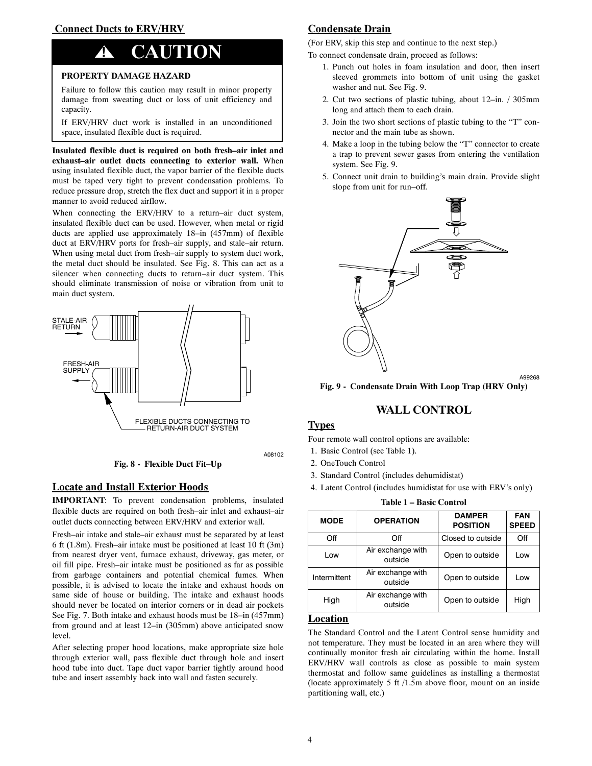## Connect Ducts to ERV/HRV

**⚠ CAUTION**

**PROPERTY DAMAGE HAZARD**

Failure to follow this caution may result in minor property damage from sweating duct or loss of unit efficiency and capacity.

If ERV/HRV duct work is installed in an unconditioned space, insulated flexible duct is required.

**Insulated flexible duct is required on both fresh–air inlet and exhaust–air outlet ducts connecting to exterior wall.** When using insulated flexible duct, the vapor barrier of the flexible ducts must be taped very tight to prevent condensation problems. To reduce pressure drop, stretch the flex duct and support it in a proper manner to avoid reduced airflow.

When connecting the ERV/HRV to a return–air duct system, insulated flexible duct can be used. However, when metal or rigid ducts are applied use approximately 18–in (457mm) of flexible duct at ERV/HRV ports for fresh–air supply, and stale–air return. When using metal duct from fresh–air supply to system duct work, the metal duct should be insulated. See Fig. 8. This can act as a silencer when connecting ducts to return–air duct system. This should eliminate transmission of noise or vibration from unit to main duct system.

STALE-AIR RETURN

FRESH-AIR SUPPLY

FLEXIBLE DUCTS CONNECTING TO RETURN-AIR DUCT SYSTEM

A08102

**Fig. 8 - Flexible Duct Fit–Up**

## Locate and Install Exterior Hoods

**IMPORTANT**: To prevent condensation problems, insulated flexible ducts are required on both fresh–air inlet and exhaust–air outlet ducts connecting between ERV/HRV and exterior wall.

Fresh–air intake and stale–air exhaust must be separated by at least 6 ft (1.8m). Fresh–air intake must be positioned at least 10 ft (3m) from nearest dryer vent, furnace exhaust, driveway, gas meter, or oil fill pipe. Fresh–air intake must be positioned as far as possible from garbage containers and potential chemical fumes. When possible, it is advised to locate the intake and exhaust hoods on same side of house or building. The intake and exhaust hoods should never be located on interior corners or in dead air pockets See Fig. 7. Both intake and exhaust hoods must be 18–in (457mm) from ground and at least 12–in (305mm) above anticipated snow level.

After selecting proper hood locations, make appropriate size hole through exterior wall, pass flexible duct through hole and insert hood tube into duct. Tape duct vapor barrier tightly around hood tube and insert assembly back into wall and fasten securely.

## Condensate Drain

(For ERV, skip this step and continue to the next step.)

To connect condensate drain, proceed as follows:

1. Punch out holes in foam insulation and door, then insert sleeved grommets into bottom of unit using the gasket washer and nut. See Fig. 9.
2. Cut two sections of plastic tubing, about 12–in. / 305mm long and attach them to each drain.
3. Join the two short sections of plastic tubing to the "T" connector and the main tube as shown.
4. Make a loop in the tubing below the "T" connector to create a trap to prevent sewer gases from entering the ventilation system. See Fig. 9.
5. Connect unit drain to building's main drain. Provide slight slope from unit for run–off.

A99268

**Fig. 9 - Condensate Drain With Loop Trap (HRV Only)**

# WALL CONTROL

## Types

Four remote wall control options are available:

1. Basic Control (see Table 1).
2. OneTouch Control
3. Standard Control (includes dehumidistat)
4. Latent Control (includes humidistat for use with ERV's only)

**Table 1 – Basic Control**

| MODE | OPERATION | DAMPER POSITION | FAN SPEED |
|---|---|---|---|
| Off | Off | Closed to outside | Off |
| Low | Air exchange with outside | Open to outside | Low |
| Intermittent | Air exchange with outside | Open to outside | Low |
| High | Air exchange with outside | Open to outside | High |

## Location

The Standard Control and the Latent Control sense humidity and not temperature. They must be located in an area where they will continually monitor fresh air circulating within the home. Install ERV/HRV wall controls as close as possible to main system thermostat and follow same guidelines as installing a thermostat (locate approximately 5 ft /1.5m above floor, mount on an inside partitioning wall, etc.)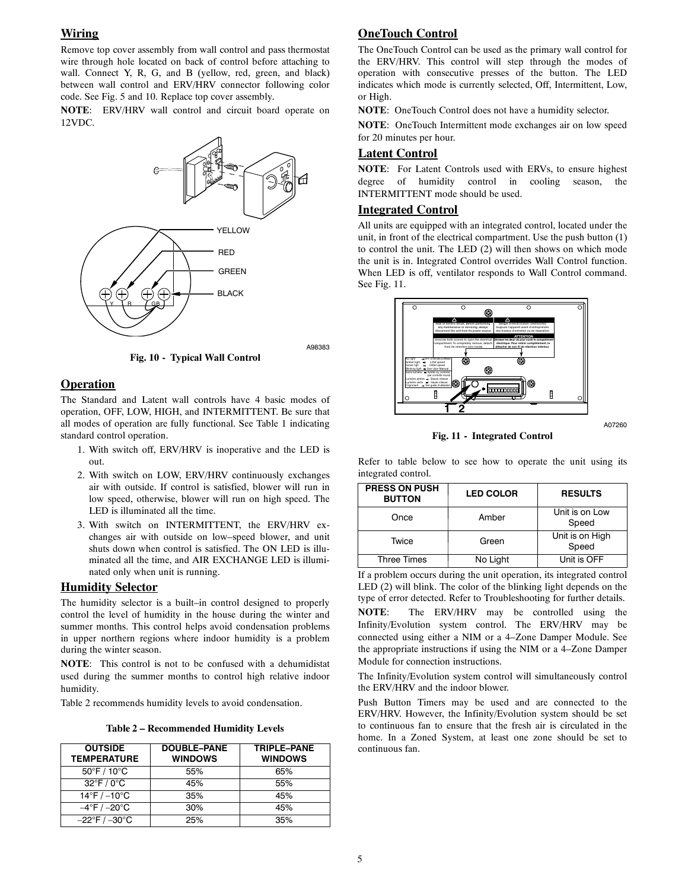## Wiring

Remove top cover assembly from wall control and pass thermostat wire through hole located on back of control before attaching to wall. Connect Y, R, G, and B (yellow, red, green, and black) between wall control and ERV/HRV connector following color code. See Fig. 5 and 10. Replace top cover assembly.

**NOTE**: ERV/HRV wall control and circuit board operate on 12VDC.

YELLOW

RED

GREEN

BLACK

Y R G B

A98383

**Fig. 10 - Typical Wall Control**

## Operation

The Standard and Latent wall controls have 4 basic modes of operation, OFF, LOW, HIGH, and INTERMITTENT. Be sure that all modes of operation are fully functional. See Table 1 indicating standard control operation.

1. With switch off, ERV/HRV is inoperative and the LED is out.
2. With switch on LOW, ERV/HRV continuously exchanges air with outside. If control is satisfied, blower will run in low speed, otherwise, blower will run on high speed. The LED is illuminated all the time.
3. With switch on INTERMITTENT, the ERV/HRV exchanges air with outside on low–speed blower, and unit shuts down when control is satisfied. The ON LED is illuminated all the time, and AIR EXCHANGE LED is illuminated only when unit is running.

## Humidity Selector

The humidity selector is a built–in control designed to properly control the level of humidity in the house during the winter and summer months. This control helps avoid condensation problems in upper northern regions where indoor humidity is a problem during the winter season.

**NOTE**: This control is not to be confused with a dehumidistat used during the summer months to control high relative indoor humidity.

Table 2 recommends humidity levels to avoid condensation.

**Table 2 – Recommended Humidity Levels**

| OUTSIDE TEMPERATURE | DOUBLE–PANE WINDOWS | TRIPLE–PANE WINDOWS |
|---|---|---|
| 50°F / 10°C | 55% | 65% |
| 32°F / 0°C | 45% | 55% |
| 14°F / –10°C | 35% | 45% |
| –4°F / –20°C | 30% | 45% |
| –22°F / –30°C | 25% | 35% |

## OneTouch Control

The OneTouch Control can be used as the primary wall control for the ERV/HRV. This control will step through the modes of operation with consecutive presses of the button. The LED indicates which mode is currently selected, Off, Intermittent, Low, or High.

**NOTE**: OneTouch Control does not have a humidity selector.

**NOTE**: OneTouch Intermittent mode exchanges air on low speed for 20 minutes per hour.

## Latent Control

**NOTE**: For Latent Controls used with ERVs, to ensure highest degree of humidity control in cooling season, the INTERMITTENT mode should be used.

## Integrated Control

All units are equipped with an integrated control, located under the unit, in front of the electrical compartment. Use the push button (1) to control the unit. The LED (2) will then shows on which mode the unit is in. Integrated Control overrides Wall Control function. When LED is off, ventilator responds to Wall Control command. See Fig. 11.

A07260

**Fig. 11 - Integrated Control**

Refer to table below to see how to operate the unit using its integrated control.

| PRESS ON PUSH BUTTON | LED COLOR | RESULTS |
|---|---|---|
| Once | Amber | Unit is on Low Speed |
| Twice | Green | Unit is on High Speed |
| Three Times | No Light | Unit is OFF |

If a problem occurs during the unit operation, its integrated control LED (2) will blink. The color of the blinking light depends on the type of error detected. Refer to Troubleshooting for further details.

**NOTE**: The ERV/HRV may be controlled using the Infinity/Evolution system control. The ERV/HRV may be connected using either a NIM or a 4–Zone Damper Module. See the appropriate instructions if using the NIM or a 4–Zone Damper Module for connection instructions.

The Infinity/Evolution system control will simultaneously control the ERV/HRV and the indoor blower.

Push Button Timers may be used and are connected to the ERV/HRV. However, the Infinity/Evolution system should be set to continuous fan to ensure that the fresh air is circulated in the home. In a Zoned System, at least one zone should be set to continuous fan.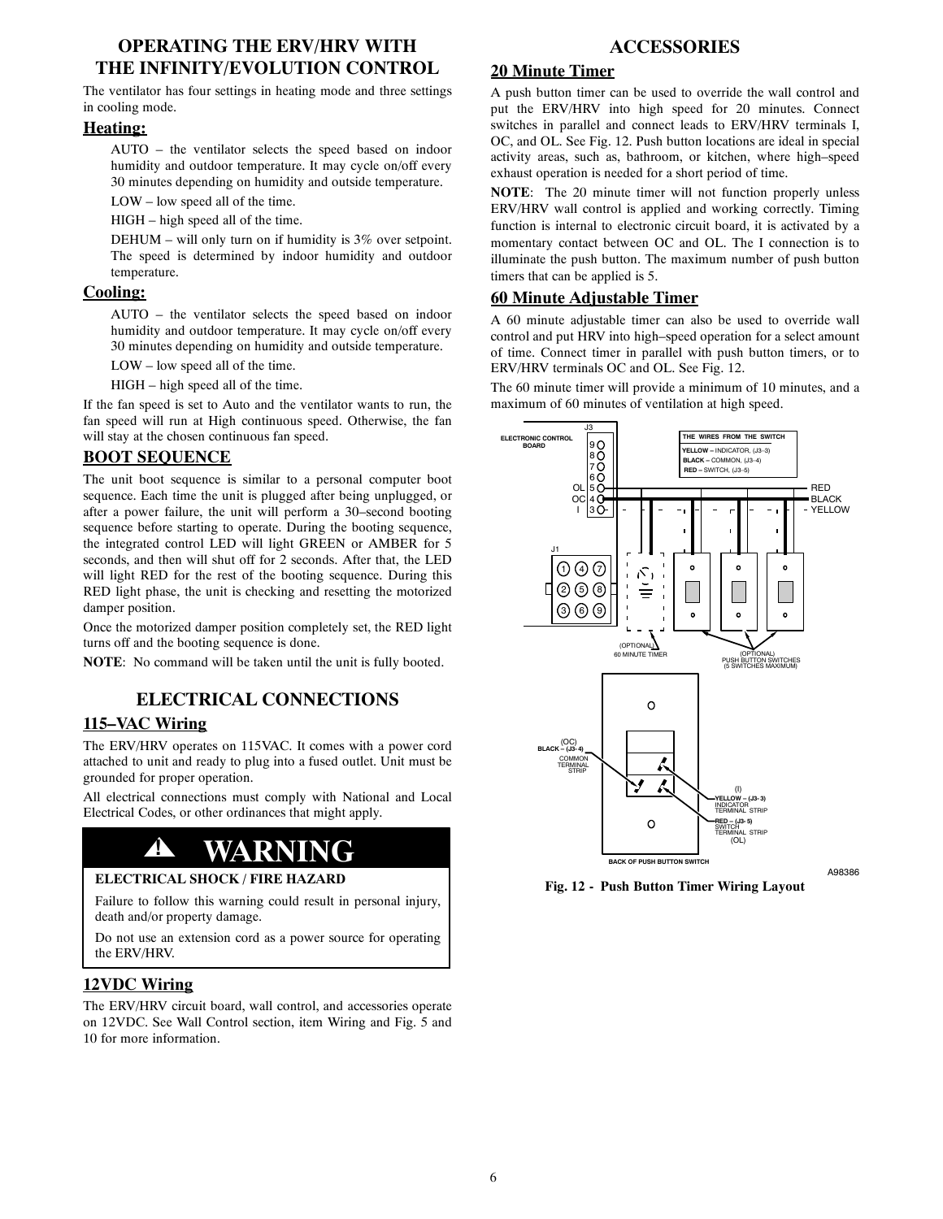## OPERATING THE ERV/HRV WITH THE INFINITY/EVOLUTION CONTROL

The ventilator has four settings in heating mode and three settings in cooling mode.

### Heating:

AUTO – the ventilator selects the speed based on indoor humidity and outdoor temperature. It may cycle on/off every 30 minutes depending on humidity and outside temperature.

LOW – low speed all of the time.

HIGH – high speed all of the time.

DEHUM – will only turn on if humidity is 3% over setpoint. The speed is determined by indoor humidity and outdoor temperature.

### Cooling:

AUTO – the ventilator selects the speed based on indoor humidity and outdoor temperature. It may cycle on/off every 30 minutes depending on humidity and outside temperature.

LOW – low speed all of the time.

HIGH – high speed all of the time.

If the fan speed is set to Auto and the ventilator wants to run, the fan speed will run at High continuous speed. Otherwise, the fan will stay at the chosen continuous fan speed.

### BOOT SEQUENCE

The unit boot sequence is similar to a personal computer boot sequence. Each time the unit is plugged after being unplugged, or after a power failure, the unit will perform a 30–second booting sequence before starting to operate. During the booting sequence, the integrated control LED will light GREEN or AMBER for 5 seconds, and then will shut off for 2 seconds. After that, the LED will light RED for the rest of the booting sequence. During this RED light phase, the unit is checking and resetting the motorized damper position.

Once the motorized damper position completely set, the RED light turns off and the booting sequence is done.

**NOTE**: No command will be taken until the unit is fully booted.

## ELECTRICAL CONNECTIONS

### 115–VAC Wiring

The ERV/HRV operates on 115VAC. It comes with a power cord attached to unit and ready to plug into a fused outlet. Unit must be grounded for proper operation.

All electrical connections must comply with National and Local Electrical Codes, or other ordinances that might apply.

**! WARNING**

**ELECTRICAL SHOCK / FIRE HAZARD**

Failure to follow this warning could result in personal injury, death and/or property damage.

Do not use an extension cord as a power source for operating the ERV/HRV.

### 12VDC Wiring

The ERV/HRV circuit board, wall control, and accessories operate on 12VDC. See Wall Control section, item Wiring and Fig. 5 and 10 for more information.

## ACCESSORIES

### 20 Minute Timer

A push button timer can be used to override the wall control and put the ERV/HRV into high speed for 20 minutes. Connect switches in parallel and connect leads to ERV/HRV terminals I, OC, and OL. See Fig. 12. Push button locations are ideal in special activity areas, such as, bathroom, or kitchen, where high–speed exhaust operation is needed for a short period of time.

**NOTE**: The 20 minute timer will not function properly unless ERV/HRV wall control is applied and working correctly. Timing function is internal to electronic circuit board, it is activated by a momentary contact between OC and OL. The I connection is to illuminate the push button. The maximum number of push button timers that can be applied is 5.

### 60 Minute Adjustable Timer

A 60 minute adjustable timer can also be used to override wall control and put HRV into high–speed operation for a select amount of time. Connect timer in parallel with push button timers, or to ERV/HRV terminals OC and OL. See Fig. 12.

The 60 minute timer will provide a minimum of 10 minutes, and a maximum of 60 minutes of ventilation at high speed.

ELECTRONIC CONTROL BOARD — J3: 9, 8, 7, 6, OL 5, OC 4, I 3; J1

THE WIRES FROM THE SWITCH: YELLOW – INDICATOR, (J3–3); BLACK – COMMON, (J3–4); RED – SWITCH, (J3–5)

RED / BLACK / YELLOW

(OPTIONAL) 60 MINUTE TIMER

(OPTIONAL) PUSH BUTTON SWITCHES (5 SWITCHES MAXIMUM)

(OC) BLACK – (J3–4) COMMON TERMINAL STRIP

(I) YELLOW – (J3–3) INDICATOR TERMINAL STRIP

RED – (J3–5) SWITCH TERMINAL STRIP (OL)

BACK OF PUSH BUTTON SWITCH

A98386

Fig. 12 - Push Button Timer Wiring Layout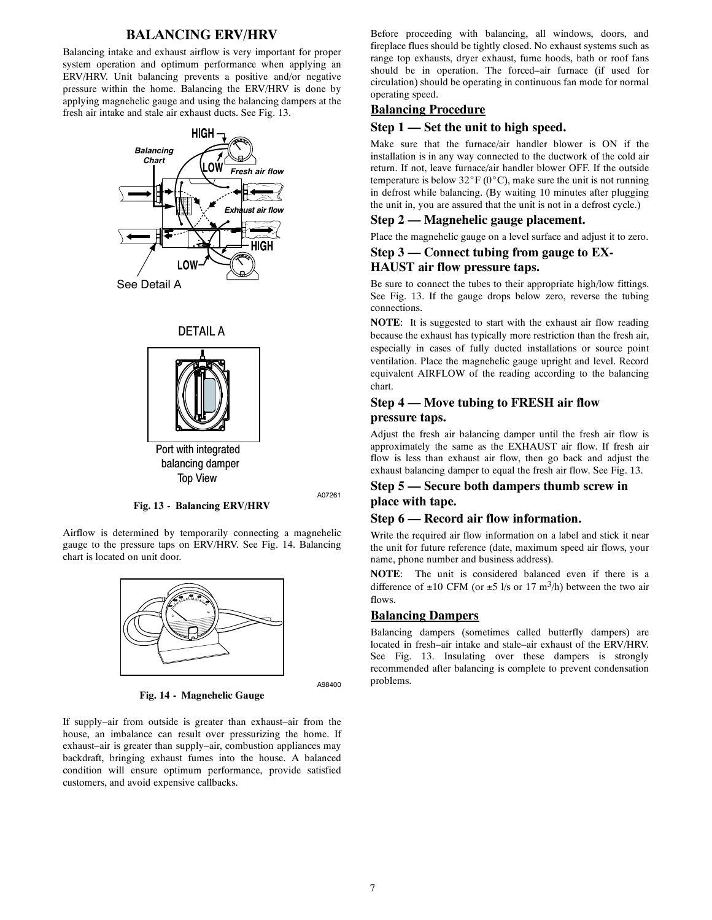# BALANCING ERV/HRV

Balancing intake and exhaust airflow is very important for proper system operation and optimum performance when applying an ERV/HRV. Unit balancing prevents a positive and/or negative pressure within the home. Balancing the ERV/HRV is done by applying magnehelic gauge and using the balancing dampers at the fresh air intake and stale air exhaust ducts. See Fig. 13.

Fig. 13 - Balancing ERV/HRV

Airflow is determined by temporarily connecting a magnehelic gauge to the pressure taps on ERV/HRV. See Fig. 14. Balancing chart is located on unit door.

Fig. 14 - Magnehelic Gauge

If supply–air from outside is greater than exhaust–air from the house, an imbalance can result over pressurizing the home. If exhaust–air is greater than supply–air, combustion appliances may backdraft, bringing exhaust fumes into the house. A balanced condition will ensure optimum performance, provide satisfied customers, and avoid expensive callbacks.

Before proceeding with balancing, all windows, doors, and fireplace flues should be tightly closed. No exhaust systems such as range top exhausts, dryer exhaust, fume hoods, bath or roof fans should be in operation. The forced–air furnace (if used for circulation) should be operating in continuous fan mode for normal operating speed.

## Balancing Procedure

### Step 1 — Set the unit to high speed.

Make sure that the furnace/air handler blower is ON if the installation is in any way connected to the ductwork of the cold air return. If not, leave furnace/air handler blower OFF. If the outside temperature is below 32°F (0°C), make sure the unit is not running in defrost while balancing. (By waiting 10 minutes after plugging the unit in, you are assured that the unit is not in a defrost cycle.)

### Step 2 — Magnehelic gauge placement.

Place the magnehelic gauge on a level surface and adjust it to zero.

### Step 3 — Connect tubing from gauge to EXHAUST air flow pressure taps.

Be sure to connect the tubes to their appropriate high/low fittings. See Fig. 13. If the gauge drops below zero, reverse the tubing connections.

**NOTE**: It is suggested to start with the exhaust air flow reading because the exhaust has typically more restriction than the fresh air, especially in cases of fully ducted installations or source point ventilation. Place the magnehelic gauge upright and level. Record equivalent AIRFLOW of the reading according to the balancing chart.

### Step 4 — Move tubing to FRESH air flow pressure taps.

Adjust the fresh air balancing damper until the fresh air flow is approximately the same as the EXHAUST air flow. If fresh air flow is less than exhaust air flow, then go back and adjust the exhaust balancing damper to equal the fresh air flow. See Fig. 13.

### Step 5 — Secure both dampers thumb screw in place with tape.

### Step 6 — Record air flow information.

Write the required air flow information on a label and stick it near the unit for future reference (date, maximum speed air flows, your name, phone number and business address).

**NOTE**: The unit is considered balanced even if there is a difference of ±10 CFM (or ±5 l/s or 17 $m^3$/h) between the two air flows.

## Balancing Dampers

Balancing dampers (sometimes called butterfly dampers) are located in fresh–air intake and stale–air exhaust of the ERV/HRV. See Fig. 13. Insulating over these dampers is strongly recommended after balancing is complete to prevent condensation problems.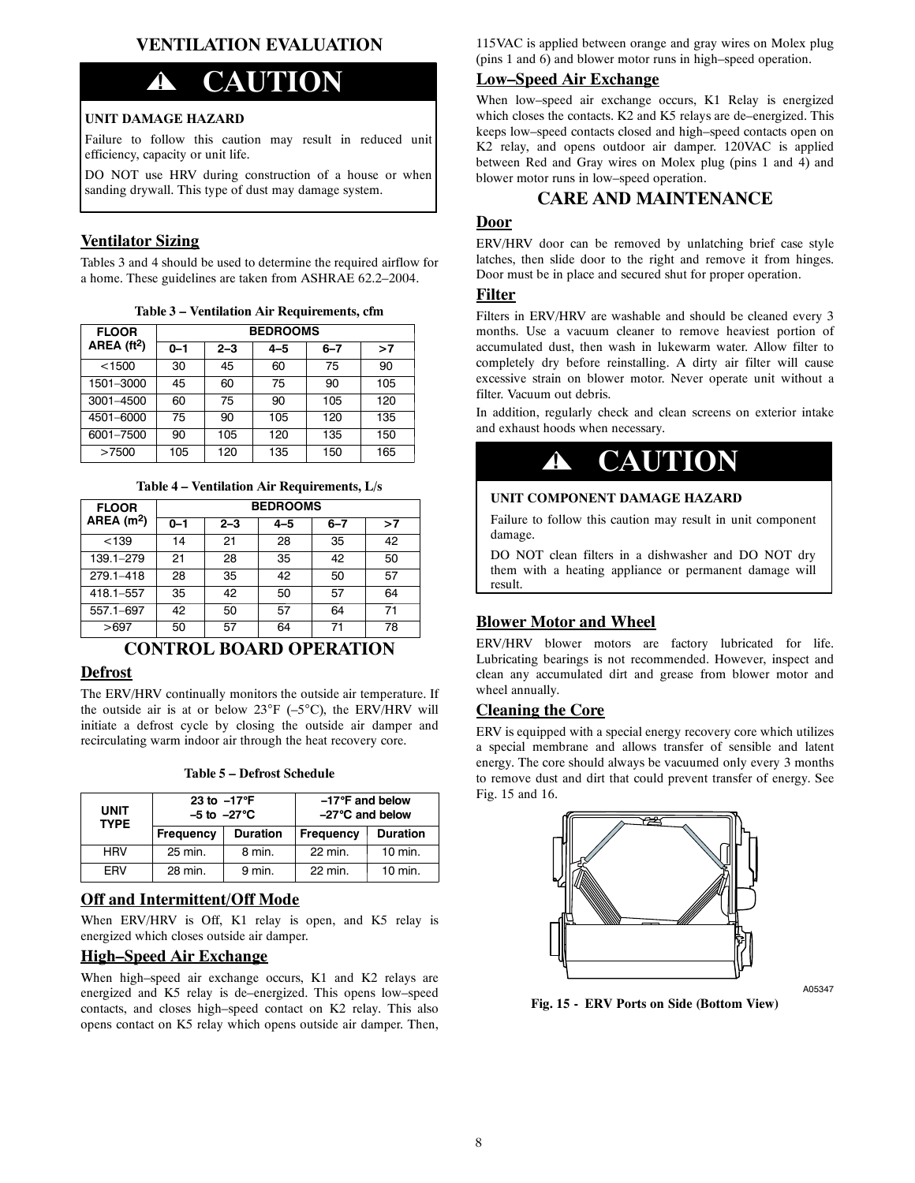## VENTILATION EVALUATION

**⚠ CAUTION**

**UNIT DAMAGE HAZARD**

Failure to follow this caution may result in reduced unit efficiency, capacity or unit life.

DO NOT use HRV during construction of a house or when sanding drywall. This type of dust may damage system.

### Ventilator Sizing

Tables 3 and 4 should be used to determine the required airflow for a home. These guidelines are taken from ASHRAE 62.2–2004.

**Table 3 – Ventilation Air Requirements, cfm**

| FLOOR AREA (ft$^2$) | BEDROOMS | | | | |
|---|---|---|---|---|---|
| | 0–1 | 2–3 | 4–5 | 6–7 | >7 |
| <1500 | 30 | 45 | 60 | 75 | 90 |
| 1501–3000 | 45 | 60 | 75 | 90 | 105 |
| 3001–4500 | 60 | 75 | 90 | 105 | 120 |
| 4501–6000 | 75 | 90 | 105 | 120 | 135 |
| 6001–7500 | 90 | 105 | 120 | 135 | 150 |
| >7500 | 105 | 120 | 135 | 150 | 165 |

**Table 4 – Ventilation Air Requirements, L/s**

| FLOOR AREA (m$^2$) | BEDROOMS | | | | |
|---|---|---|---|---|---|
| | 0–1 | 2–3 | 4–5 | 6–7 | >7 |
| <139 | 14 | 21 | 28 | 35 | 42 |
| 139.1–279 | 21 | 28 | 35 | 42 | 50 |
| 279.1–418 | 28 | 35 | 42 | 50 | 57 |
| 418.1–557 | 35 | 42 | 50 | 57 | 64 |
| 557.1–697 | 42 | 50 | 57 | 64 | 71 |
| >697 | 50 | 57 | 64 | 71 | 78 |

## CONTROL BOARD OPERATION

### Defrost

The ERV/HRV continually monitors the outside air temperature. If the outside air is at or below 23°F (–5°C), the ERV/HRV will initiate a defrost cycle by closing the outside air damper and recirculating warm indoor air through the heat recovery core.

**Table 5 – Defrost Schedule**

| UNIT TYPE | 23 to –17°F –5 to –27°C | | –17°F and below –27°C and below | |
|---|---|---|---|---|
| | Frequency | Duration | Frequency | Duration |
| HRV | 25 min. | 8 min. | 22 min. | 10 min. |
| ERV | 28 min. | 9 min. | 22 min. | 10 min. |

### Off and Intermittent/Off Mode

When ERV/HRV is Off, K1 relay is open, and K5 relay is energized which closes outside air damper.

### High–Speed Air Exchange

When high–speed air exchange occurs, K1 and K2 relays are energized and K5 relay is de–energized. This opens low–speed contacts, and closes high–speed contact on K2 relay. This also opens contact on K5 relay which opens outside air damper. Then, 115VAC is applied between orange and gray wires on Molex plug (pins 1 and 6) and blower motor runs in high–speed operation.

### Low–Speed Air Exchange

When low–speed air exchange occurs, K1 Relay is energized which closes the contacts. K2 and K5 relays are de–energized. This keeps low–speed contacts closed and high–speed contacts open on K2 relay, and opens outdoor air damper. 120VAC is applied between Red and Gray wires on Molex plug (pins 1 and 4) and blower motor runs in low–speed operation.

## CARE AND MAINTENANCE

### Door

ERV/HRV door can be removed by unlatching brief case style latches, then slide door to the right and remove it from hinges. Door must be in place and secured shut for proper operation.

### Filter

Filters in ERV/HRV are washable and should be cleaned every 3 months. Use a vacuum cleaner to remove heaviest portion of accumulated dust, then wash in lukewarm water. Allow filter to completely dry before reinstalling. A dirty air filter will cause excessive strain on blower motor. Never operate unit without a filter. Vacuum out debris.

In addition, regularly check and clean screens on exterior intake and exhaust hoods when necessary.

**⚠ CAUTION**

**UNIT COMPONENT DAMAGE HAZARD**

Failure to follow this caution may result in unit component damage.

DO NOT clean filters in a dishwasher and DO NOT dry them with a heating appliance or permanent damage will result.

### Blower Motor and Wheel

ERV/HRV blower motors are factory lubricated for life. Lubricating bearings is not recommended. However, inspect and clean any accumulated dirt and grease from blower motor and wheel annually.

### Cleaning the Core

ERV is equipped with a special energy recovery core which utilizes a special membrane and allows transfer of sensible and latent energy. The core should always be vacuumed only every 3 months to remove dust and dirt that could prevent transfer of energy. See Fig. 15 and 16.

A05347

**Fig. 15 - ERV Ports on Side (Bottom View)**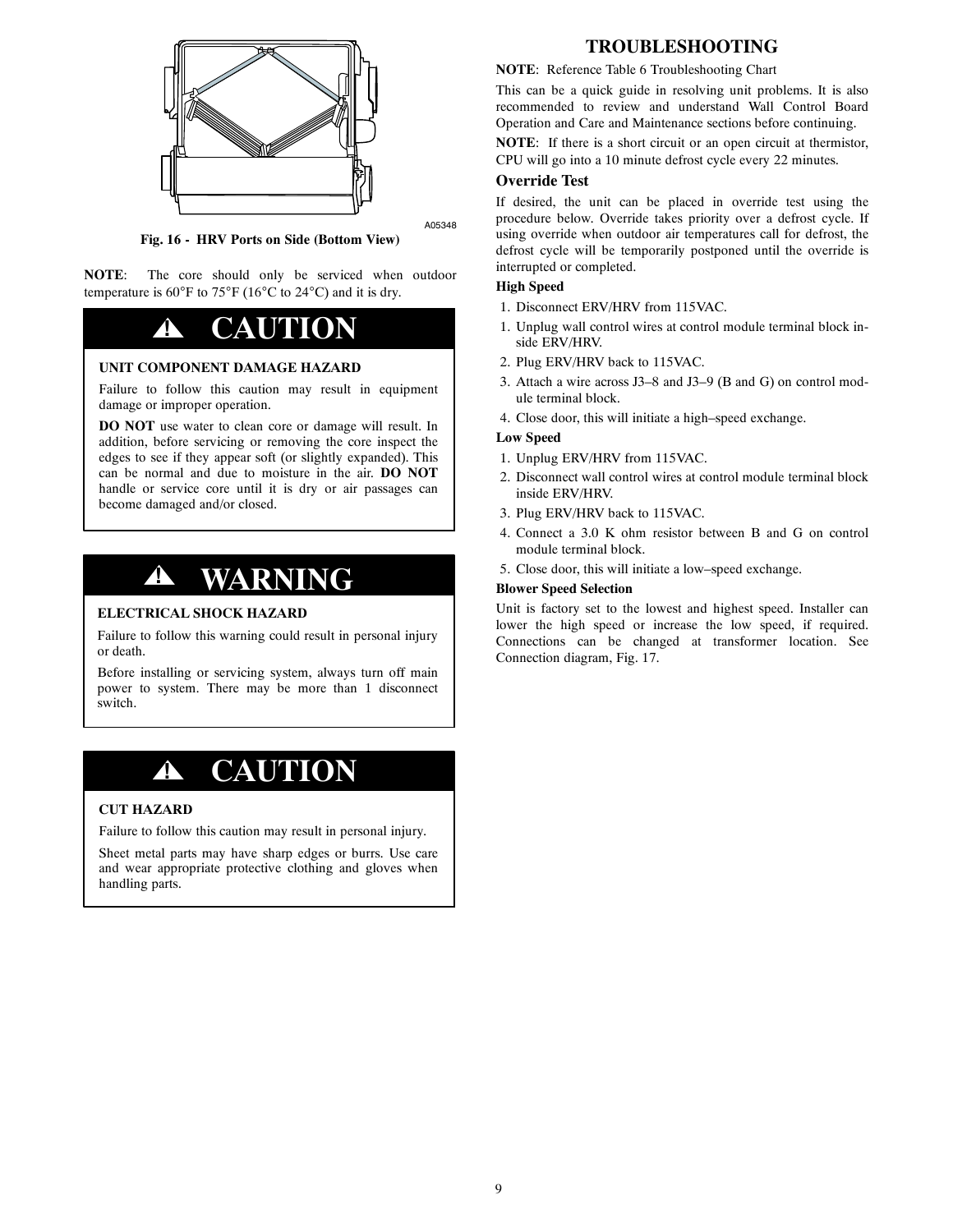A05348

Fig. 16 - HRV Ports on Side (Bottom View)

**NOTE**: The core should only be serviced when outdoor temperature is 60°F to 75°F (16°C to 24°C) and it is dry.

## ⚠ CAUTION

**UNIT COMPONENT DAMAGE HAZARD**

Failure to follow this caution may result in equipment damage or improper operation.

**DO NOT** use water to clean core or damage will result. In addition, before servicing or removing the core inspect the edges to see if they appear soft (or slightly expanded). This can be normal and due to moisture in the air. **DO NOT** handle or service core until it is dry or air passages can become damaged and/or closed.

## ⚠ WARNING

**ELECTRICAL SHOCK HAZARD**

Failure to follow this warning could result in personal injury or death.

Before installing or servicing system, always turn off main power to system. There may be more than 1 disconnect switch.

## ⚠ CAUTION

**CUT HAZARD**

Failure to follow this caution may result in personal injury.

Sheet metal parts may have sharp edges or burrs. Use care and wear appropriate protective clothing and gloves when handling parts.

# TROUBLESHOOTING

**NOTE**: Reference Table 6 Troubleshooting Chart

This can be a quick guide in resolving unit problems. It is also recommended to review and understand Wall Control Board Operation and Care and Maintenance sections before continuing.

**NOTE**: If there is a short circuit or an open circuit at thermistor, CPU will go into a 10 minute defrost cycle every 22 minutes.

### Override Test

If desired, the unit can be placed in override test using the procedure below. Override takes priority over a defrost cycle. If using override when outdoor air temperatures call for defrost, the defrost cycle will be temporarily postponed until the override is interrupted or completed.

**High Speed**

1. Disconnect ERV/HRV from 115VAC.
1. Unplug wall control wires at control module terminal block inside ERV/HRV.
2. Plug ERV/HRV back to 115VAC.
3. Attach a wire across J3–8 and J3–9 (B and G) on control module terminal block.
4. Close door, this will initiate a high–speed exchange.

**Low Speed**

1. Unplug ERV/HRV from 115VAC.
2. Disconnect wall control wires at control module terminal block inside ERV/HRV.
3. Plug ERV/HRV back to 115VAC.
4. Connect a 3.0 K ohm resistor between B and G on control module terminal block.
5. Close door, this will initiate a low–speed exchange.

**Blower Speed Selection**

Unit is factory set to the lowest and highest speed. Installer can lower the high speed or increase the low speed, if required. Connections can be changed at transformer location. See Connection diagram, Fig. 17.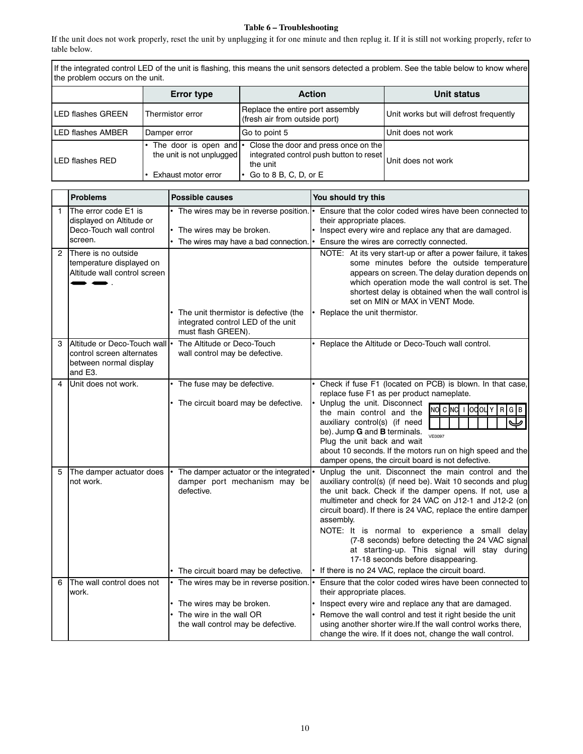**Table 6 – Troubleshooting**

If the unit does not work properly, reset the unit by unplugging it for one minute and then replug it. If it is still not working properly, refer to table below.

| If the integrated control LED of the unit is flashing, this means the unit sensors detected a problem. See the table below to know where the problem occurs on the unit. | | | |
|---|---|---|---|
| | **Error type** | **Action** | **Unit status** |
| LED flashes GREEN | Thermistor error | Replace the entire port assembly (fresh air from outside port) | Unit works but will defrost frequently |
| LED flashes AMBER | Damper error | Go to point 5 | Unit does not work |
| LED flashes RED | • The door is open and the unit is not unplugged<br>• Exhaust motor error | • Close the door and press once on the integrated control push button to reset the unit<br>• Go to 8 B, C, D, or E | Unit does not work |

| | **Problems** | **Possible causes** | **You should try this** |
|---|---|---|---|
| 1 | The error code E1 is displayed on Altitude or Deco-Touch wall control screen. | • The wires may be in reverse position.<br>• The wires may be broken.<br>• The wires may have a bad connection. | • Ensure that the color coded wires have been connected to their appropriate places.<br>• Inspect every wire and replace any that are damaged.<br>• Ensure the wires are correctly connected. |
| 2 | There is no outside temperature displayed on Altitude wall control screen ▬ ▬ . | <br>• The unit thermistor is defective (the integrated control LED of the unit must flash GREEN). | NOTE: At its very start-up or after a power failure, it takes some minutes before the outside temperature appears on screen. The delay duration depends on which operation mode the wall control is set. The shortest delay is obtained when the wall control is set on MIN or MAX in VENT Mode.<br>• Replace the unit thermistor. |
| 3 | Altitude or Deco-Touch wall control screen alternates between normal display and E3. | • The Altitude or Deco-Touch wall control may be defective. | • Replace the Altitude or Deco-Touch wall control. |
| 4 | Unit does not work. | • The fuse may be defective.<br>• The circuit board may be defective. | • Check if fuse F1 (located on PCB) is blown. In that case, replace fuse F1 as per product nameplate.<br>• Unplug the unit. Disconnect the main control and the auxiliary control(s) (if need be). Jump **G** and **B** terminals. Plug the unit back and wait about 10 seconds. If the motors run on high speed and the damper opens, the circuit board is not defective.<br>NO C NC I OC OL Y R G B<br>VE0097 |
| 5 | The damper actuator does not work. | • The damper actuator or the integrated damper port mechanism may be defective.<br>• The circuit board may be defective. | • Unplug the unit. Disconnect the main control and the auxiliary control(s) (if need be). Wait 10 seconds and plug the unit back. Check if the damper opens. If not, use a multimeter and check for 24 VAC on J12-1 and J12-2 (on circuit board). If there is 24 VAC, replace the entire damper assembly.<br>NOTE: It is normal to experience a small delay (7-8 seconds) before detecting the 24 VAC signal at starting-up. This signal will stay during 17-18 seconds before disappearing.<br>• If there is no 24 VAC, replace the circuit board. |
| 6 | The wall control does not work. | • The wires may be in reverse position.<br>• The wires may be broken.<br>• The wire in the wall OR the wall control may be defective. | • Ensure that the color coded wires have been connected to their appropriate places.<br>• Inspect every wire and replace any that are damaged.<br>• Remove the wall control and test it right beside the unit using another shorter wire.If the wall control works there, change the wire. If it does not, change the wall control. |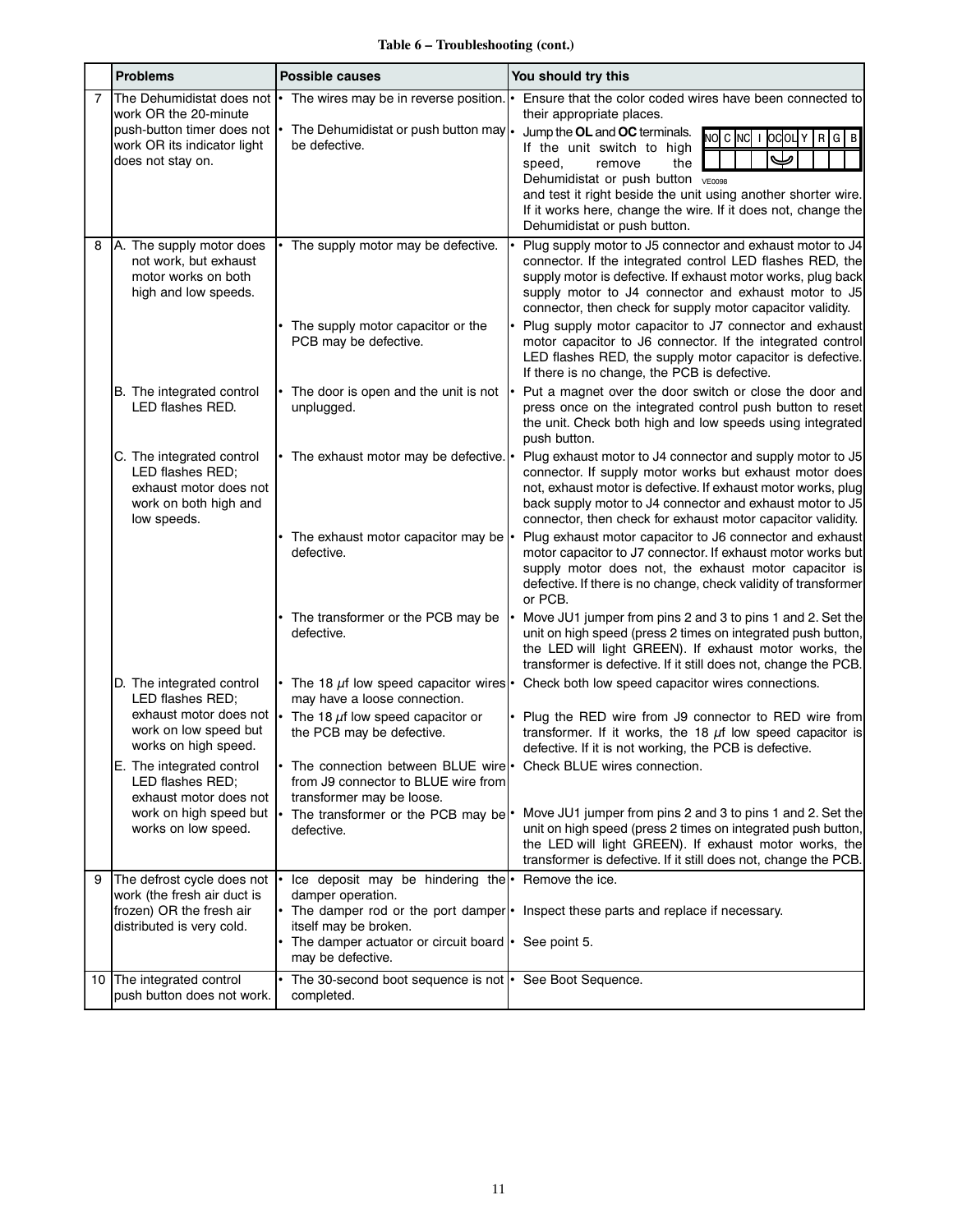**Table 6 – Troubleshooting (cont.)**

| | Problems | Possible causes | You should try this |
|---|---|---|---|
| 7 | The Dehumidistat does not work OR the 20-minute push-button timer does not work OR its indicator light does not stay on. | • The wires may be in reverse position.<br>• The Dehumidistat or push button may be defective. | • Ensure that the color coded wires have been connected to their appropriate places.<br>• Jump the **OL** and **OC** terminals. If the unit switch to high speed, remove the Dehumidistat or push button and test it right beside the unit using another shorter wire. If it works here, change the wire. If it does not, change the Dehumidistat or push button.<br>NO C NC I OC OL Y R G B<br>VE0098 |
| 8 | A. The supply motor does not work, but exhaust motor works on both high and low speeds. | • The supply motor may be defective. | • Plug supply motor to J5 connector and exhaust motor to J4 connector. If the integrated control LED flashes RED, the supply motor is defective. If exhaust motor works, plug back supply motor to J4 connector and exhaust motor to J5 connector, then check for supply motor capacitor validity. |
| | | • The supply motor capacitor or the PCB may be defective. | • Plug supply motor capacitor to J7 connector and exhaust motor capacitor to J6 connector. If the integrated control LED flashes RED, the supply motor capacitor is defective. If there is no change, the PCB is defective. |
| | B. The integrated control LED flashes RED. | • The door is open and the unit is not unplugged. | • Put a magnet over the door switch or close the door and press once on the integrated control push button to reset the unit. Check both high and low speeds using integrated push button. |
| | C. The integrated control LED flashes RED; exhaust motor does not work on both high and low speeds. | • The exhaust motor may be defective. | • Plug exhaust motor to J4 connector and supply motor to J5 connector. If supply motor works but exhaust motor does not, exhaust motor is defective. If exhaust motor works, plug back supply motor to J4 connector and exhaust motor to J5 connector, then check for exhaust motor capacitor validity. |
| | | • The exhaust motor capacitor may be defective. | • Plug exhaust motor capacitor to J6 connector and exhaust motor capacitor to J7 connector. If exhaust motor works but supply motor does not, the exhaust motor capacitor is defective. If there is no change, check validity of transformer or PCB. |
| | | • The transformer or the PCB may be defective. | • Move JU1 jumper from pins 2 and 3 to pins 1 and 2. Set the unit on high speed (press 2 times on integrated push button, the LED will light GREEN). If exhaust motor works, the transformer is defective. If it still does not, change the PCB. |
| | D. The integrated control LED flashes RED; exhaust motor does not work on low speed but works on high speed. | • The 18 $\mu$f low speed capacitor wires may have a loose connection.<br>• The 18 $\mu$f low speed capacitor or the PCB may be defective. | • Check both low speed capacitor wires connections.<br>• Plug the RED wire from J9 connector to RED wire from transformer. If it works, the 18 $\mu$f low speed capacitor is defective. If it is not working, the PCB is defective. |
| | E. The integrated control LED flashes RED; exhaust motor does not work on high speed but works on low speed. | • The connection between BLUE wire from J9 connector to BLUE wire from transformer may be loose.<br>• The transformer or the PCB may be defective. | • Check BLUE wires connection.<br>• Move JU1 jumper from pins 2 and 3 to pins 1 and 2. Set the unit on high speed (press 2 times on integrated push button, the LED will light GREEN). If exhaust motor works, the transformer is defective. If it still does not, change the PCB. |
| 9 | The defrost cycle does not work (the fresh air duct is frozen) OR the fresh air distributed is very cold. | • Ice deposit may be hindering the damper operation.<br>• The damper rod or the port damper itself may be broken.<br>• The damper actuator or circuit board may be defective. | • Remove the ice.<br>• Inspect these parts and replace if necessary.<br>• See point 5. |
| 10 | The integrated control push button does not work. | • The 30-second boot sequence is not completed. | • See Boot Sequence. |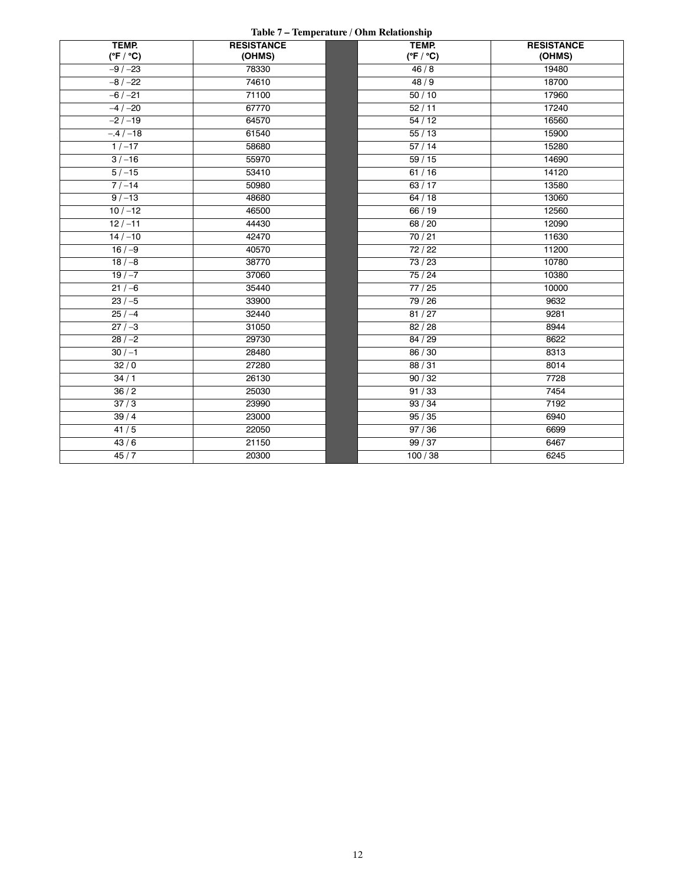**Table 7 – Temperature / Ohm Relationship**

| TEMP. (°F / °C) | RESISTANCE (OHMS) | | TEMP. (°F / °C) | RESISTANCE (OHMS) |
|---|---|---|---|---|
| –9 / –23 | 78330 | | 46 / 8 | 19480 |
| –8 / –22 | 74610 | | 48 / 9 | 18700 |
| –6 / –21 | 71100 | | 50 / 10 | 17960 |
| –4 / –20 | 67770 | | 52 / 11 | 17240 |
| –2 / –19 | 64570 | | 54 / 12 | 16560 |
| –.4 / –18 | 61540 | | 55 / 13 | 15900 |
| 1 / –17 | 58680 | | 57 / 14 | 15280 |
| 3 / –16 | 55970 | | 59 / 15 | 14690 |
| 5 / –15 | 53410 | | 61 / 16 | 14120 |
| 7 / –14 | 50980 | | 63 / 17 | 13580 |
| 9 / –13 | 48680 | | 64 / 18 | 13060 |
| 10 / –12 | 46500 | | 66 / 19 | 12560 |
| 12 / –11 | 44430 | | 68 / 20 | 12090 |
| 14 / –10 | 42470 | | 70 / 21 | 11630 |
| 16 / –9 | 40570 | | 72 / 22 | 11200 |
| 18 / –8 | 38770 | | 73 / 23 | 10780 |
| 19 / –7 | 37060 | | 75 / 24 | 10380 |
| 21 / –6 | 35440 | | 77 / 25 | 10000 |
| 23 / –5 | 33900 | | 79 / 26 | 9632 |
| 25 / –4 | 32440 | | 81 / 27 | 9281 |
| 27 / –3 | 31050 | | 82 / 28 | 8944 |
| 28 / –2 | 29730 | | 84 / 29 | 8622 |
| 30 / –1 | 28480 | | 86 / 30 | 8313 |
| 32 / 0 | 27280 | | 88 / 31 | 8014 |
| 34 / 1 | 26130 | | 90 / 32 | 7728 |
| 36 / 2 | 25030 | | 91 / 33 | 7454 |
| 37 / 3 | 23990 | | 93 / 34 | 7192 |
| 39 / 4 | 23000 | | 95 / 35 | 6940 |
| 41 / 5 | 22050 | | 97 / 36 | 6699 |
| 43 / 6 | 21150 | | 99 / 37 | 6467 |
| 45 / 7 | 20300 | | 100 / 38 | 6245 |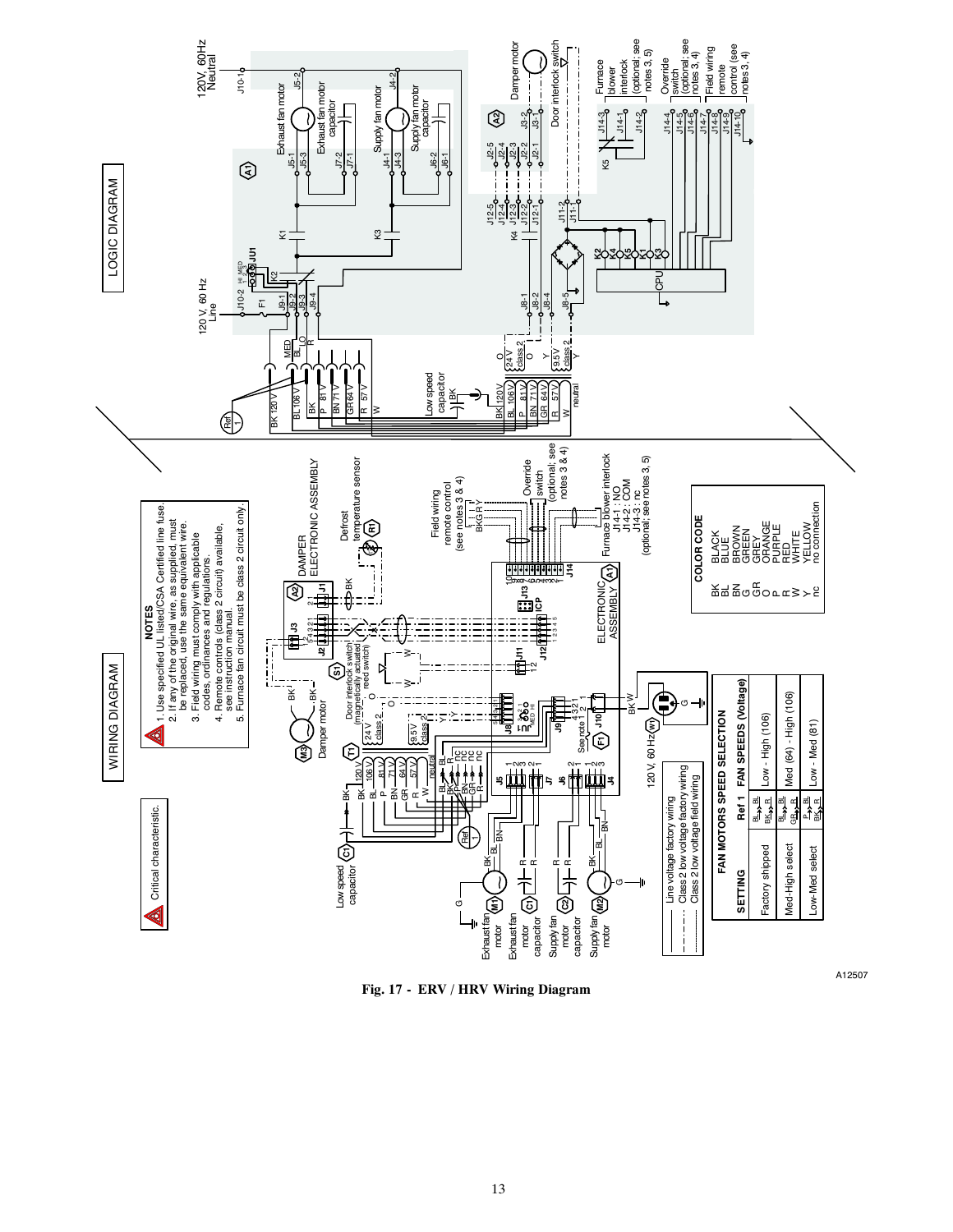## LOGIC DIAGRAM

## WIRING DIAGRAM

Critical characteristic.

**NOTES**

1. Use specified UL listed/CSA Certified line fuse.
2. If any of the original wire, as supplied, must be replaced, use the same equivalent wire.
3. Field wiring must comply with applicable codes, ordinances and regulations.
4. Remote controls (class 2 circuit) available, see instruction manual.
5. Furnace fan circuit must be class 2 circuit only.

**COLOR CODE**

| | |
|---|---|
| BK | BLACK |
| BL | BLUE |
| BN | BROWN |
| G | GREEN |
| GR | GREY |
| O | ORANGE |
| P | PURPLE |
| R | RED |
| W | WHITE |
| Y | YELLOW |
| nc | no connection |

Line voltage factory wiring
Class 2 low voltage factory wiring
Class 2 low voltage field wiring

**FAN MOTORS SPEED SELECTION**

| SETTING | Ref 1 | FAN SPEEDS (Voltage) |
|---|---|---|
| Factory shipped | BL→BL, BK→R | Low - High (106) |
| Med-High select | BL→BL, GR→R | Med (64) - High (106) |
| Low-Med select | P→BL, BK→R | Low - Med (81) |

A12507

Fig. 17 - ERV / HRV Wiring Diagram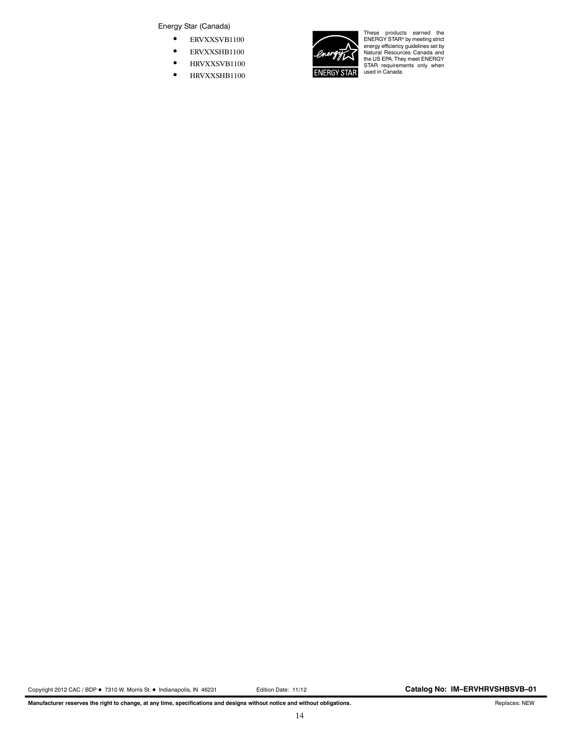Energy Star (Canada)

- ERVXXSVB1100
- ERVXXSHB1100
- HRVXXSVB1100
- HRVXXSHB1100

These products earned the ENERGY STAR® by meeting strict energy efficiency guidelines set by Natural Resources Canada and the US EPA. They meet ENERGY STAR requirements only when used in Canada.

Copyright 2012 CAC / BDP ● 7310 W. Morris St. ● Indianapolis, IN 46231 Edition Date: 11/12 **Catalog No: IM–ERVHRVSHBSVB–01**

**Manufacturer reserves the right to change, at any time, specifications and designs without notice and without obligations.** Replaces: NEW